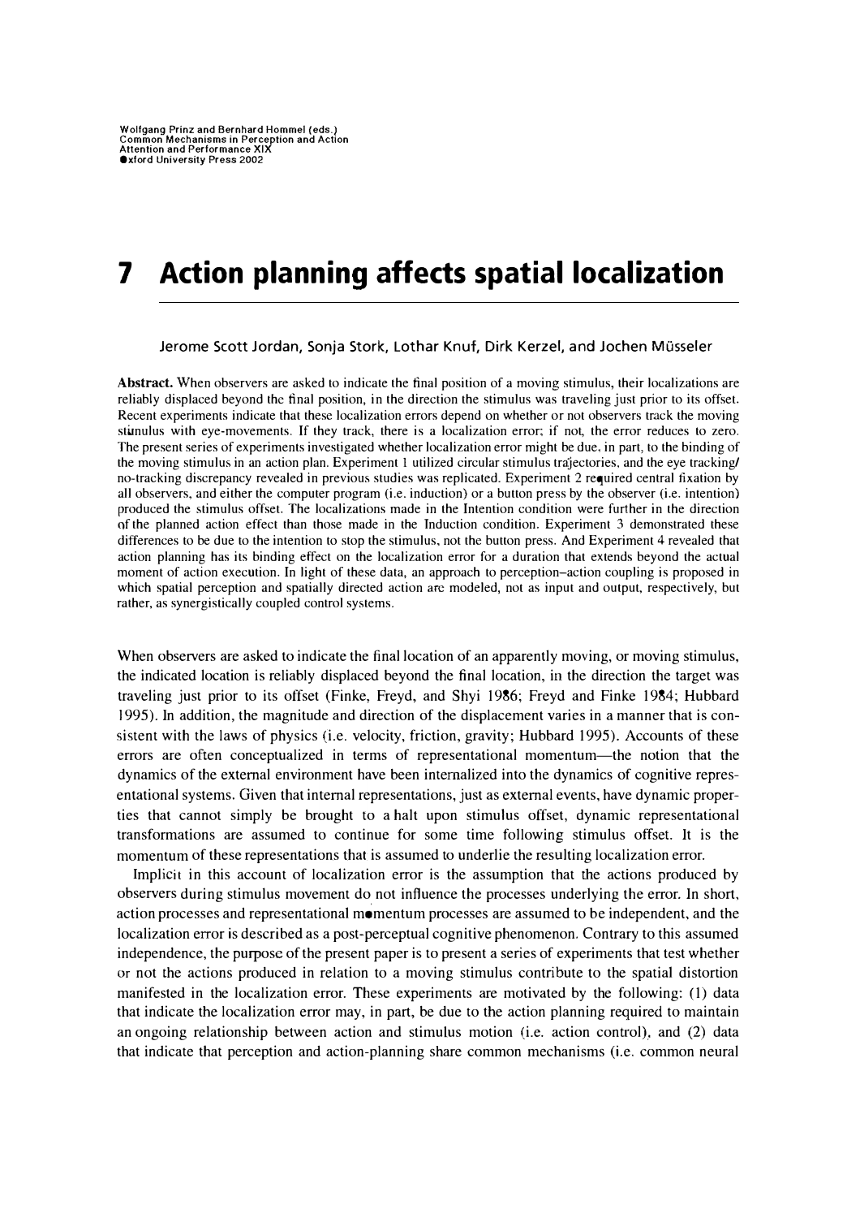Wolfgang Prinz and Bernhard Hommel (eds.)
Common Mechanisms in Perception and Action
Attention and Performance XIX
©xford University Press 2002

# 7 Action planning affects spatial localization

Jerome Scott Jordan, Sonja Stork, Lothar Knuf, Dirk Kerzel, and Jochen Müsseler

**Abstract.** When observers are asked to indicate the final position of a moving stimulus, their localizations are reliably displaced beyond the final position, in the direction the stimulus was traveling just prior to its offset. Recent experiments indicate that these localization errors depend on whether or not observers track the moving stimulus with eye-movements. If they track, there is a localization error; if not, the error reduces to zero. The present series of experiments investigated whether localization error might be due, in part, to the binding of the moving stimulus in an action plan. Experiment 1 utilized circular stimulus trajectories, and the eye tracking/no-tracking discrepancy revealed in previous studies was replicated. Experiment 2 required central fixation by all observers, and either the computer program (i.e. induction) or a button press by the observer (i.e. intention) produced the stimulus offset. The localizations made in the Intention condition were further in the direction of the planned action effect than those made in the Induction condition. Experiment 3 demonstrated these differences to be due to the intention to stop the stimulus, not the button press. And Experiment 4 revealed that action planning has its binding effect on the localization error for a duration that extends beyond the actual moment of action execution. In light of these data, an approach to perception–action coupling is proposed in which spatial perception and spatially directed action are modeled, not as input and output, respectively, but rather, as synergistically coupled control systems.

When observers are asked to indicate the final location of an apparently moving, or moving stimulus, the indicated location is reliably displaced beyond the final location, in the direction the target was traveling just prior to its offset (Finke, Freyd, and Shyi 1986; Freyd and Finke 1984; Hubbard 1995). In addition, the magnitude and direction of the displacement varies in a manner that is consistent with the laws of physics (i.e. velocity, friction, gravity; Hubbard 1995). Accounts of these errors are often conceptualized in terms of representational momentum—the notion that the dynamics of the external environment have been internalized into the dynamics of cognitive representational systems. Given that internal representations, just as external events, have dynamic properties that cannot simply be brought to a halt upon stimulus offset, dynamic representational transformations are assumed to continue for some time following stimulus offset. It is the momentum of these representations that is assumed to underlie the resulting localization error.

Implicit in this account of localization error is the assumption that the actions produced by observers during stimulus movement do not influence the processes underlying the error. In short, action processes and representational momentum processes are assumed to be independent, and the localization error is described as a post-perceptual cognitive phenomenon. Contrary to this assumed independence, the purpose of the present paper is to present a series of experiments that test whether or not the actions produced in relation to a moving stimulus contribute to the spatial distortion manifested in the localization error. These experiments are motivated by the following: (1) data that indicate the localization error may, in part, be due to the action planning required to maintain an ongoing relationship between action and stimulus motion (i.e. action control), and (2) data that indicate that perception and action-planning share common mechanisms (i.e. common neural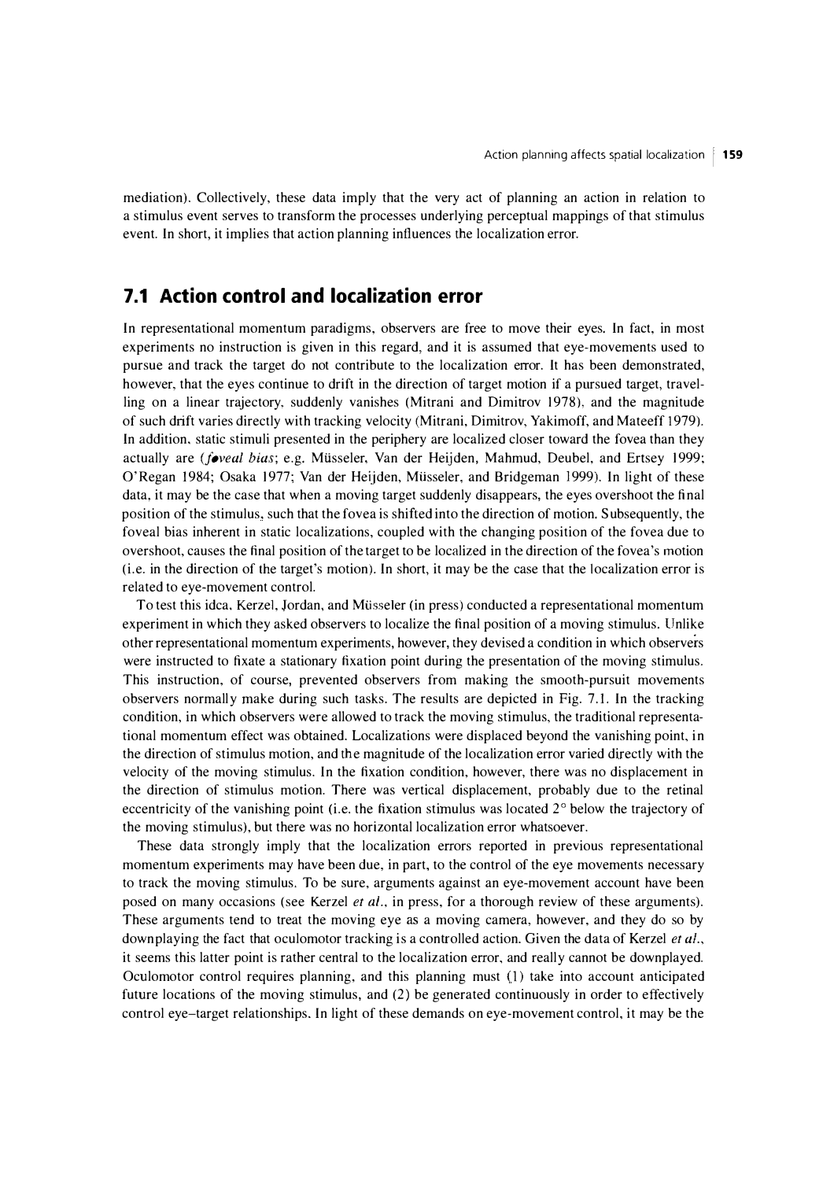mediation). Collectively, these data imply that the very act of planning an action in relation to a stimulus event serves to transform the processes underlying perceptual mappings of that stimulus event. In short, it implies that action planning influences the localization error.

## 7.1 Action control and localization error

In representational momentum paradigms, observers are free to move their eyes. In fact, in most experiments no instruction is given in this regard, and it is assumed that eye-movements used to pursue and track the target do not contribute to the localization error. It has been demonstrated, however, that the eyes continue to drift in the direction of target motion if a pursued target, travelling on a linear trajectory, suddenly vanishes (Mitrani and Dimitrov 1978), and the magnitude of such drift varies directly with tracking velocity (Mitrani, Dimitrov, Yakimoff, and Mateeff 1979). In addition, static stimuli presented in the periphery are localized closer toward the fovea than they actually are (*foveal bias*; e.g. Müsseler, Van der Heijden, Mahmud, Deubel, and Ertsey 1999; O'Regan 1984; Osaka 1977; Van der Heijden, Müsseler, and Bridgeman 1999). In light of these data, it may be the case that when a moving target suddenly disappears, the eyes overshoot the final position of the stimulus, such that the fovea is shifted into the direction of motion. Subsequently, the foveal bias inherent in static localizations, coupled with the changing position of the fovea due to overshoot, causes the final position of the target to be localized in the direction of the fovea's motion (i.e. in the direction of the target's motion). In short, it may be the case that the localization error is related to eye-movement control.

To test this idea, Kerzel, Jordan, and Müsseler (in press) conducted a representational momentum experiment in which they asked observers to localize the final position of a moving stimulus. Unlike other representational momentum experiments, however, they devised a condition in which observers were instructed to fixate a stationary fixation point during the presentation of the moving stimulus. This instruction, of course, prevented observers from making the smooth-pursuit movements observers normally make during such tasks. The results are depicted in Fig. 7.1. In the tracking condition, in which observers were allowed to track the moving stimulus, the traditional representational momentum effect was obtained. Localizations were displaced beyond the vanishing point, in the direction of stimulus motion, and the magnitude of the localization error varied directly with the velocity of the moving stimulus. In the fixation condition, however, there was no displacement in the direction of stimulus motion. There was vertical displacement, probably due to the retinal eccentricity of the vanishing point (i.e. the fixation stimulus was located 2° below the trajectory of the moving stimulus), but there was no horizontal localization error whatsoever.

These data strongly imply that the localization errors reported in previous representational momentum experiments may have been due, in part, to the control of the eye movements necessary to track the moving stimulus. To be sure, arguments against an eye-movement account have been posed on many occasions (see Kerzel *et al.*, in press, for a thorough review of these arguments). These arguments tend to treat the moving eye as a moving camera, however, and they do so by downplaying the fact that oculomotor tracking is a controlled action. Given the data of Kerzel *et al.*, it seems this latter point is rather central to the localization error, and really cannot be downplayed. Oculomotor control requires planning, and this planning must (1) take into account anticipated future locations of the moving stimulus, and (2) be generated continuously in order to effectively control eye–target relationships. In light of these demands on eye-movement control, it may be the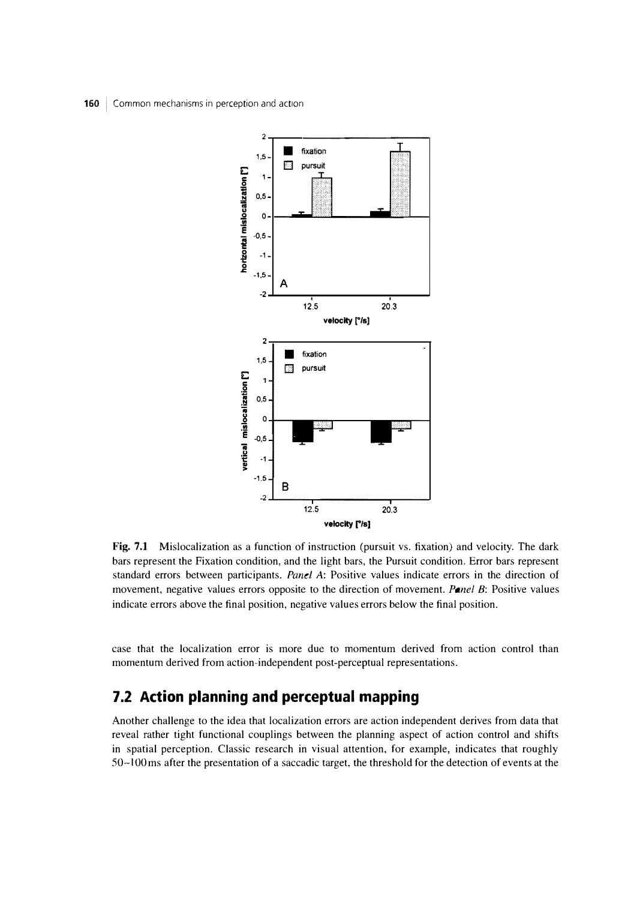**Fig. 7.1** Mislocalization as a function of instruction (pursuit vs. fixation) and velocity. The dark bars represent the Fixation condition, and the light bars, the Pursuit condition. Error bars represent standard errors between participants. *Panel A*: Positive values indicate errors in the direction of movement, negative values errors opposite to the direction of movement. *Panel B*: Positive values indicate errors above the final position, negative values errors below the final position.

case that the localization error is more due to momentum derived from action control than momentum derived from action-independent post-perceptual representations.

## 7.2 Action planning and perceptual mapping

Another challenge to the idea that localization errors are action independent derives from data that reveal rather tight functional couplings between the planning aspect of action control and shifts in spatial perception. Classic research in visual attention, for example, indicates that roughly 50–100 ms after the presentation of a saccadic target, the threshold for the detection of events at the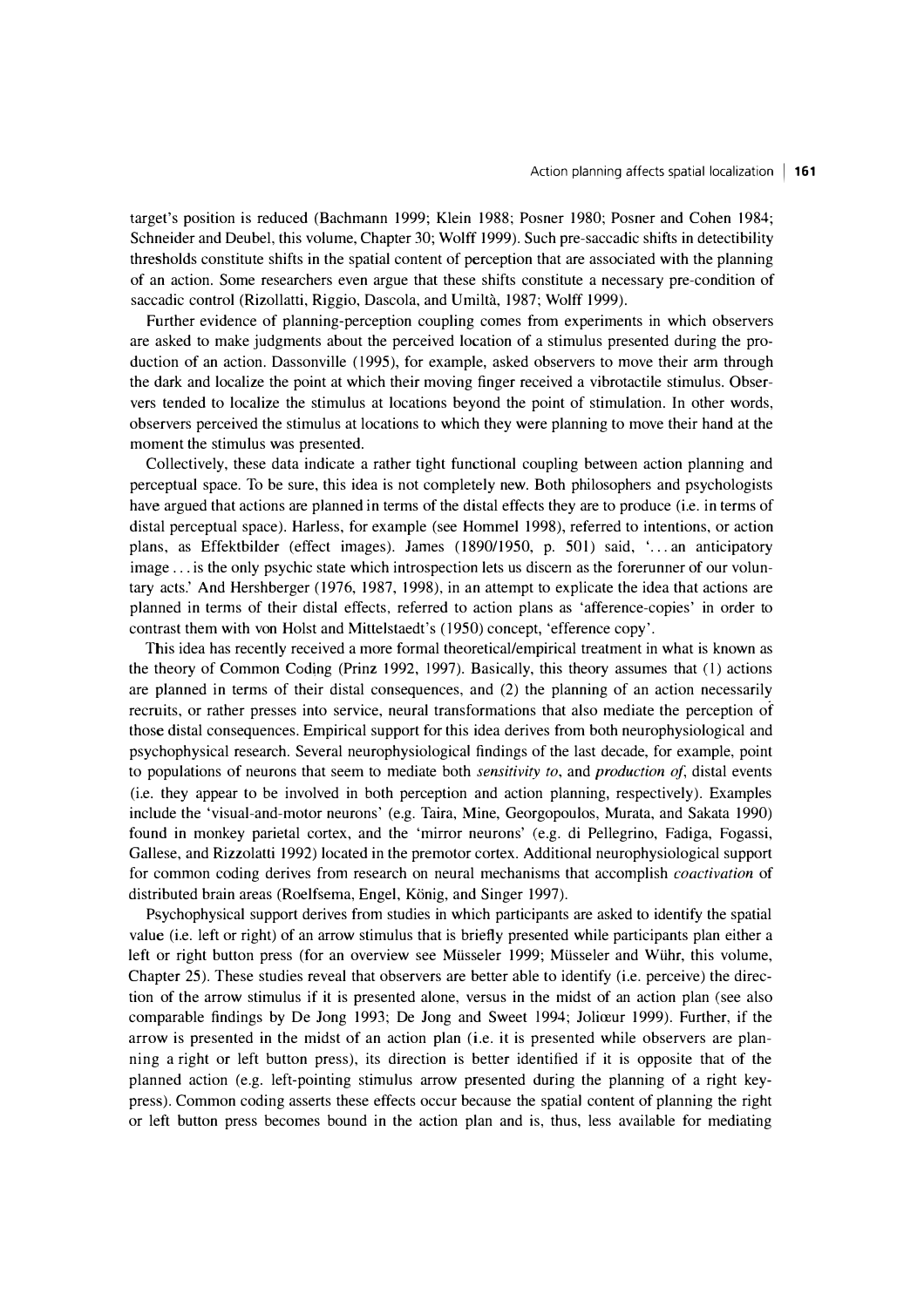target's position is reduced (Bachmann 1999; Klein 1988; Posner 1980; Posner and Cohen 1984; Schneider and Deubel, this volume, Chapter 30; Wolff 1999). Such pre-saccadic shifts in detectibility thresholds constitute shifts in the spatial content of perception that are associated with the planning of an action. Some researchers even argue that these shifts constitute a necessary pre-condition of saccadic control (Rizollatti, Riggio, Dascola, and Umiltà, 1987; Wolff 1999).

Further evidence of planning-perception coupling comes from experiments in which observers are asked to make judgments about the perceived location of a stimulus presented during the production of an action. Dassonville (1995), for example, asked observers to move their arm through the dark and localize the point at which their moving finger received a vibrotactile stimulus. Observers tended to localize the stimulus at locations beyond the point of stimulation. In other words, observers perceived the stimulus at locations to which they were planning to move their hand at the moment the stimulus was presented.

Collectively, these data indicate a rather tight functional coupling between action planning and perceptual space. To be sure, this idea is not completely new. Both philosophers and psychologists have argued that actions are planned in terms of the distal effects they are to produce (i.e. in terms of distal perceptual space). Harless, for example (see Hommel 1998), referred to intentions, or action plans, as Effektbilder (effect images). James (1890/1950, p. 501) said, '... an anticipatory image ... is the only psychic state which introspection lets us discern as the forerunner of our voluntary acts.' And Hershberger (1976, 1987, 1998), in an attempt to explicate the idea that actions are planned in terms of their distal effects, referred to action plans as 'afference-copies' in order to contrast them with von Holst and Mittelstaedt's (1950) concept, 'efference copy'.

This idea has recently received a more formal theoretical/empirical treatment in what is known as the theory of Common Coding (Prinz 1992, 1997). Basically, this theory assumes that (1) actions are planned in terms of their distal consequences, and (2) the planning of an action necessarily recruits, or rather presses into service, neural transformations that also mediate the perception of those distal consequences. Empirical support for this idea derives from both neurophysiological and psychophysical research. Several neurophysiological findings of the last decade, for example, point to populations of neurons that seem to mediate both *sensitivity to*, and *production of*, distal events (i.e. they appear to be involved in both perception and action planning, respectively). Examples include the 'visual-and-motor neurons' (e.g. Taira, Mine, Georgopoulos, Murata, and Sakata 1990) found in monkey parietal cortex, and the 'mirror neurons' (e.g. di Pellegrino, Fadiga, Fogassi, Gallese, and Rizzolatti 1992) located in the premotor cortex. Additional neurophysiological support for common coding derives from research on neural mechanisms that accomplish *coactivation* of distributed brain areas (Roelfsema, Engel, König, and Singer 1997).

Psychophysical support derives from studies in which participants are asked to identify the spatial value (i.e. left or right) of an arrow stimulus that is briefly presented while participants plan either a left or right button press (for an overview see Müsseler 1999; Müsseler and Wühr, this volume, Chapter 25). These studies reveal that observers are better able to identify (i.e. perceive) the direction of the arrow stimulus if it is presented alone, versus in the midst of an action plan (see also comparable findings by De Jong 1993; De Jong and Sweet 1994; Jolicœur 1999). Further, if the arrow is presented in the midst of an action plan (i.e. it is presented while observers are planning a right or left button press), its direction is better identified if it is opposite that of the planned action (e.g. left-pointing stimulus arrow presented during the planning of a right keypress). Common coding asserts these effects occur because the spatial content of planning the right or left button press becomes bound in the action plan and is, thus, less available for mediating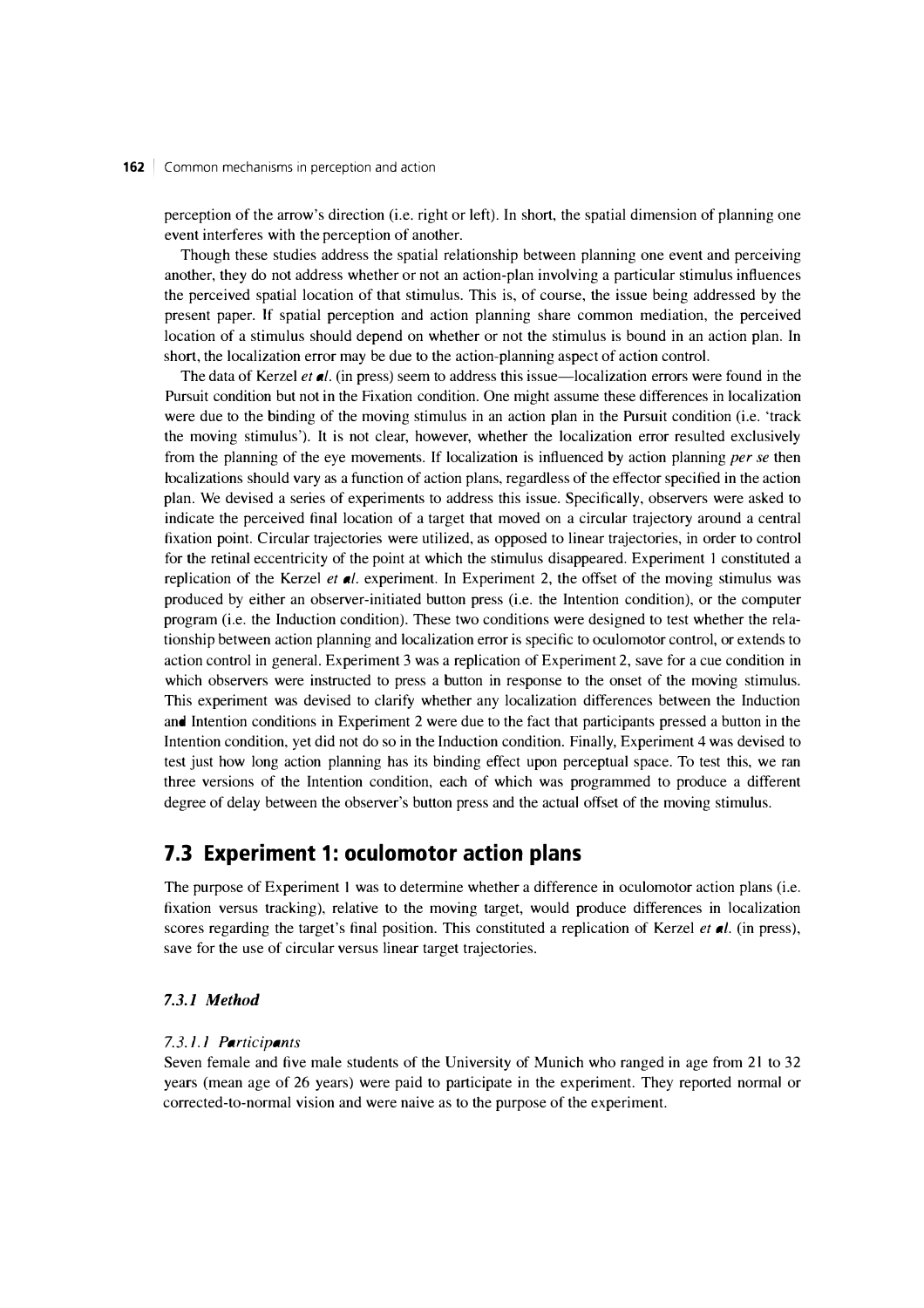perception of the arrow's direction (i.e. right or left). In short, the spatial dimension of planning one event interferes with the perception of another.

Though these studies address the spatial relationship between planning one event and perceiving another, they do not address whether or not an action-plan involving a particular stimulus influences the perceived spatial location of that stimulus. This is, of course, the issue being addressed by the present paper. If spatial perception and action planning share common mediation, the perceived location of a stimulus should depend on whether or not the stimulus is bound in an action plan. In short, the localization error may be due to the action-planning aspect of action control.

The data of Kerzel *et al.* (in press) seem to address this issue—localization errors were found in the Pursuit condition but not in the Fixation condition. One might assume these differences in localization were due to the binding of the moving stimulus in an action plan in the Pursuit condition (i.e. 'track the moving stimulus'). It is not clear, however, whether the localization error resulted exclusively from the planning of the eye movements. If localization is influenced by action planning *per se* then localizations should vary as a function of action plans, regardless of the effector specified in the action plan. We devised a series of experiments to address this issue. Specifically, observers were asked to indicate the perceived final location of a target that moved on a circular trajectory around a central fixation point. Circular trajectories were utilized, as opposed to linear trajectories, in order to control for the retinal eccentricity of the point at which the stimulus disappeared. Experiment 1 constituted a replication of the Kerzel *et al.* experiment. In Experiment 2, the offset of the moving stimulus was produced by either an observer-initiated button press (i.e. the Intention condition), or the computer program (i.e. the Induction condition). These two conditions were designed to test whether the relationship between action planning and localization error is specific to oculomotor control, or extends to action control in general. Experiment 3 was a replication of Experiment 2, save for a cue condition in which observers were instructed to press a button in response to the onset of the moving stimulus. This experiment was devised to clarify whether any localization differences between the Induction and Intention conditions in Experiment 2 were due to the fact that participants pressed a button in the Intention condition, yet did not do so in the Induction condition. Finally, Experiment 4 was devised to test just how long action planning has its binding effect upon perceptual space. To test this, we ran three versions of the Intention condition, each of which was programmed to produce a different degree of delay between the observer's button press and the actual offset of the moving stimulus.

## 7.3 Experiment 1: oculomotor action plans

The purpose of Experiment 1 was to determine whether a difference in oculomotor action plans (i.e. fixation versus tracking), relative to the moving target, would produce differences in localization scores regarding the target's final position. This constituted a replication of Kerzel *et al.* (in press), save for the use of circular versus linear target trajectories.

### *7.3.1 Method*

#### *7.3.1.1 Participants*

Seven female and five male students of the University of Munich who ranged in age from 21 to 32 years (mean age of 26 years) were paid to participate in the experiment. They reported normal or corrected-to-normal vision and were naive as to the purpose of the experiment.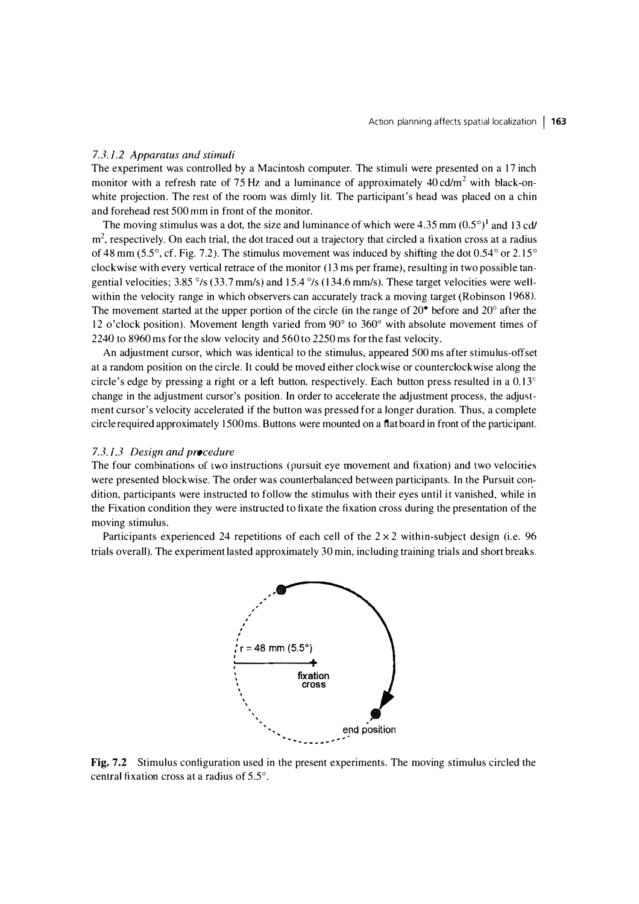#### 7.3.1.2 Apparatus and stimuli

The experiment was controlled by a Macintosh computer. The stimuli were presented on a 17 inch monitor with a refresh rate of 75 Hz and a luminance of approximately 40 cd/m$^2$ with black-on-white projection. The rest of the room was dimly lit. The participant's head was placed on a chin and forehead rest 500 mm in front of the monitor.

The moving stimulus was a dot, the size and luminance of which were 4.35 mm (0.5°)[1] and 13 cd/m$^2$, respectively. On each trial, the dot traced out a trajectory that circled a fixation cross at a radius of 48 mm (5.5°, cf. Fig. 7.2). The stimulus movement was induced by shifting the dot 0.54° or 2.15° clockwise with every vertical retrace of the monitor (13 ms per frame), resulting in two possible tangential velocities; 3.85 °/s (33.7 mm/s) and 15.4 °/s (134.6 mm/s). These target velocities were well-within the velocity range in which observers can accurately track a moving target (Robinson 1968). The movement started at the upper portion of the circle (in the range of 20° before and 20° after the 12 o'clock position). Movement length varied from 90° to 360° with absolute movement times of 2240 to 8960 ms for the slow velocity and 560 to 2250 ms for the fast velocity.

An adjustment cursor, which was identical to the stimulus, appeared 500 ms after stimulus-offset at a random position on the circle. It could be moved either clockwise or counterclockwise along the circle's edge by pressing a right or a left button, respectively. Each button press resulted in a 0.13° change in the adjustment cursor's position. In order to accelerate the adjustment process, the adjustment cursor's velocity accelerated if the button was pressed for a longer duration. Thus, a complete circle required approximately 1500 ms. Buttons were mounted on a flat board in front of the participant.

#### 7.3.1.3 Design and procedure

The four combinations of two instructions (pursuit eye movement and fixation) and two velocities were presented blockwise. The order was counterbalanced between participants. In the Pursuit condition, participants were instructed to follow the stimulus with their eyes until it vanished, while in the Fixation condition they were instructed to fixate the fixation cross during the presentation of the moving stimulus.

Participants experienced 24 repetitions of each cell of the 2 × 2 within-subject design (i.e. 96 trials overall). The experiment lasted approximately 30 min, including training trials and short breaks.

r = 48 mm (5.5°)

fixation cross

end position

**Fig. 7.2** Stimulus configuration used in the present experiments. The moving stimulus circled the central fixation cross at a radius of 5.5°.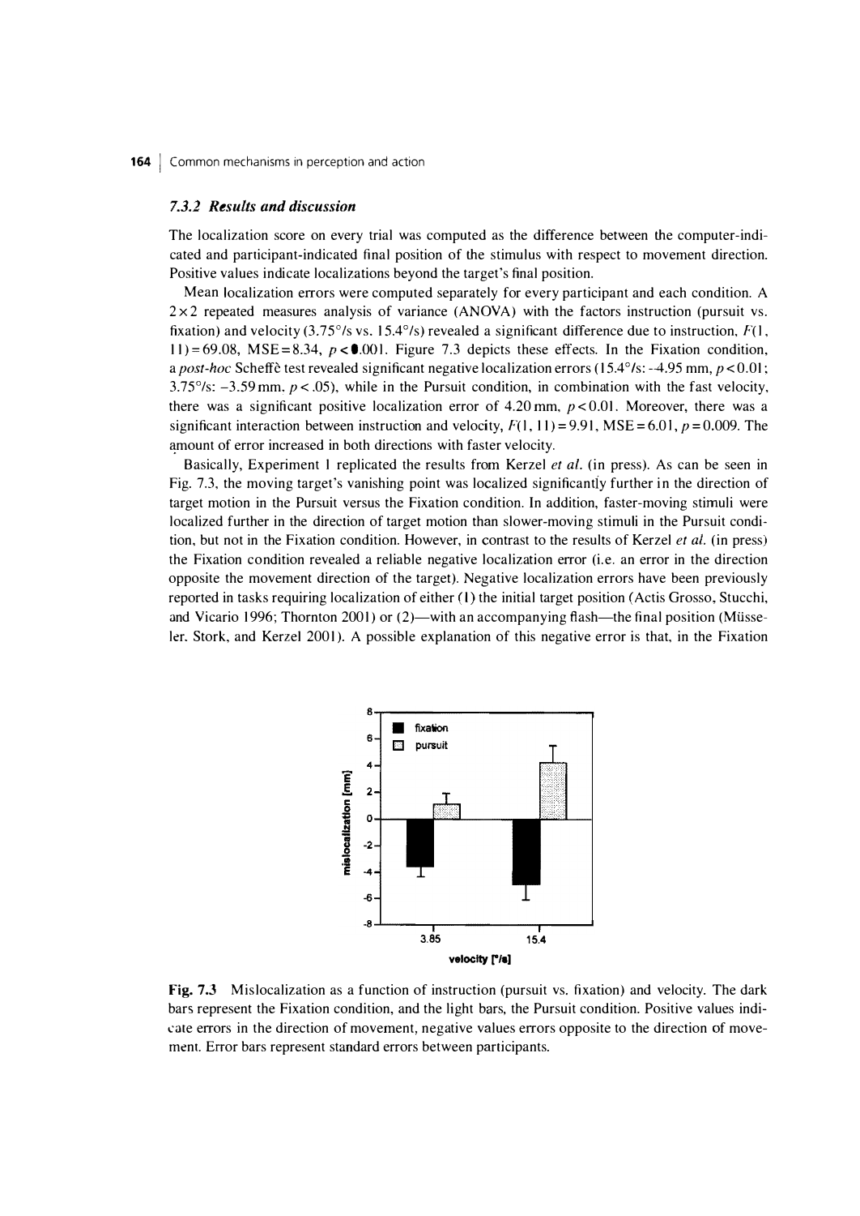### 7.3.2 *Results and discussion*

The localization score on every trial was computed as the difference between the computer-indicated and participant-indicated final position of the stimulus with respect to movement direction. Positive values indicate localizations beyond the target's final position.

Mean localization errors were computed separately for every participant and each condition. A 2×2 repeated measures analysis of variance (ANOVA) with the factors instruction (pursuit vs. fixation) and velocity (3.75°/s vs. 15.4°/s) revealed a significant difference due to instruction, $F(1, 11) = 69.08$, $MSE = 8.34$, $p < .001$. Figure 7.3 depicts these effects. In the Fixation condition, a *post-hoc* Scheffè test revealed significant negative localization errors (15.4°/s: −4.95 mm, $p < 0.01$; 3.75°/s: −3.59 mm, $p < .05$), while in the Pursuit condition, in combination with the fast velocity, there was a significant positive localization error of 4.20 mm, $p < 0.01$. Moreover, there was a significant interaction between instruction and velocity, $F(1, 11) = 9.91$, $MSE = 6.01$, $p = 0.009$. The amount of error increased in both directions with faster velocity.

Basically, Experiment 1 replicated the results from Kerzel *et al.* (in press). As can be seen in Fig. 7.3, the moving target's vanishing point was localized significantly further in the direction of target motion in the Pursuit versus the Fixation condition. In addition, faster-moving stimuli were localized further in the direction of target motion than slower-moving stimuli in the Pursuit condition, but not in the Fixation condition. However, in contrast to the results of Kerzel *et al.* (in press) the Fixation condition revealed a reliable negative localization error (i.e. an error in the direction opposite the movement direction of the target). Negative localization errors have been previously reported in tasks requiring localization of either (1) the initial target position (Actis Grosso, Stucchi, and Vicario 1996; Thornton 2001) or (2)—with an accompanying flash—the final position (Müsseler, Stork, and Kerzel 2001). A possible explanation of this negative error is that, in the Fixation

**Fig. 7.3** Mislocalization as a function of instruction (pursuit vs. fixation) and velocity. The dark bars represent the Fixation condition, and the light bars, the Pursuit condition. Positive values indicate errors in the direction of movement, negative values errors opposite to the direction of movement. Error bars represent standard errors between participants.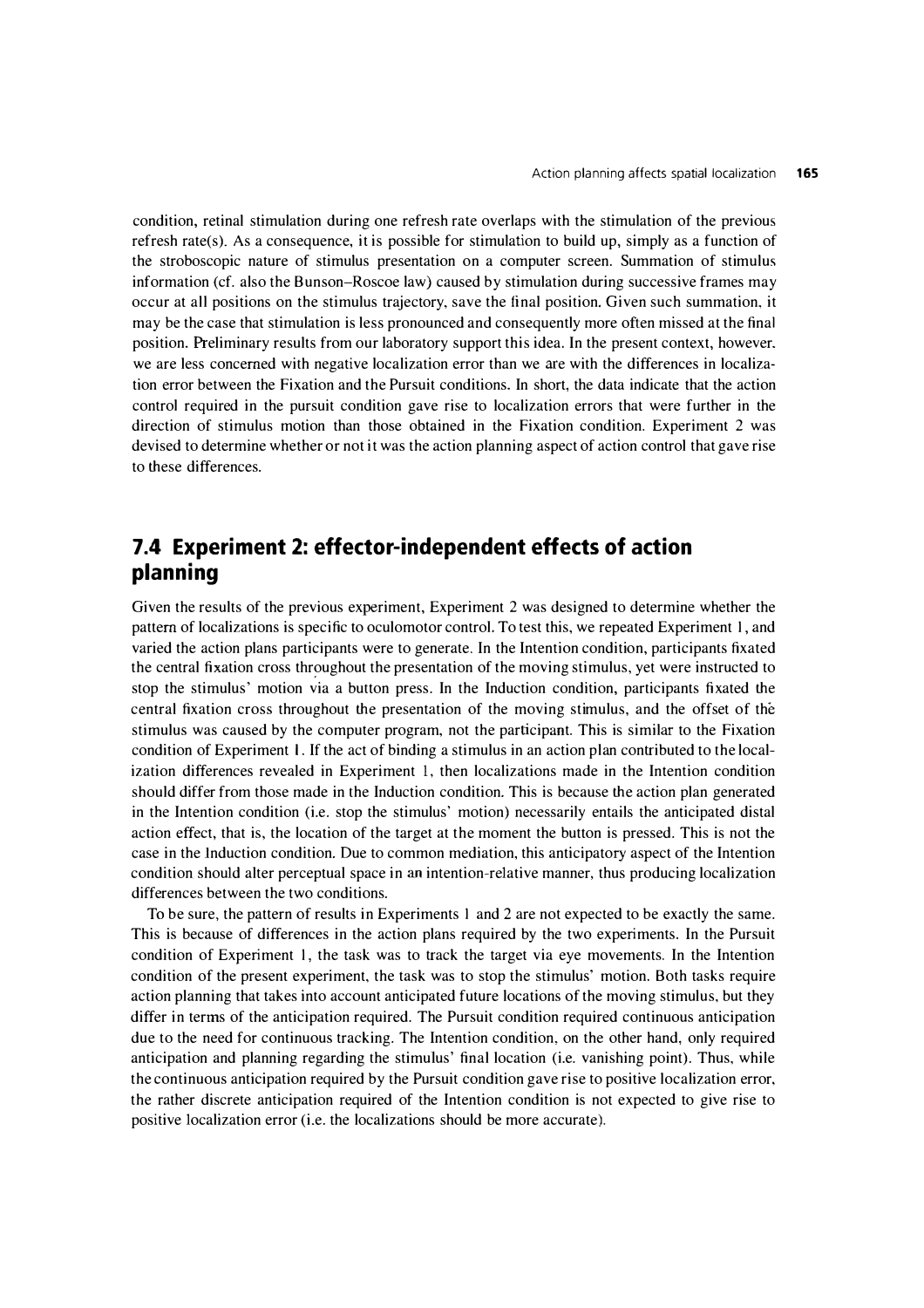condition, retinal stimulation during one refresh rate overlaps with the stimulation of the previous refresh rate(s). As a consequence, it is possible for stimulation to build up, simply as a function of the stroboscopic nature of stimulus presentation on a computer screen. Summation of stimulus information (cf. also the Bunson–Roscoe law) caused by stimulation during successive frames may occur at all positions on the stimulus trajectory, save the final position. Given such summation, it may be the case that stimulation is less pronounced and consequently more often missed at the final position. Preliminary results from our laboratory support this idea. In the present context, however, we are less concerned with negative localization error than we are with the differences in localization error between the Fixation and the Pursuit conditions. In short, the data indicate that the action control required in the pursuit condition gave rise to localization errors that were further in the direction of stimulus motion than those obtained in the Fixation condition. Experiment 2 was devised to determine whether or not it was the action planning aspect of action control that gave rise to these differences.

## 7.4 Experiment 2: effector-independent effects of action planning

Given the results of the previous experiment, Experiment 2 was designed to determine whether the pattern of localizations is specific to oculomotor control. To test this, we repeated Experiment 1, and varied the action plans participants were to generate. In the Intention condition, participants fixated the central fixation cross throughout the presentation of the moving stimulus, yet were instructed to stop the stimulus' motion via a button press. In the Induction condition, participants fixated the central fixation cross throughout the presentation of the moving stimulus, and the offset of the stimulus was caused by the computer program, not the participant. This is similar to the Fixation condition of Experiment 1. If the act of binding a stimulus in an action plan contributed to the localization differences revealed in Experiment 1, then localizations made in the Intention condition should differ from those made in the Induction condition. This is because the action plan generated in the Intention condition (i.e. stop the stimulus' motion) necessarily entails the anticipated distal action effect, that is, the location of the target at the moment the button is pressed. This is not the case in the Induction condition. Due to common mediation, this anticipatory aspect of the Intention condition should alter perceptual space in an intention-relative manner, thus producing localization differences between the two conditions.

To be sure, the pattern of results in Experiments 1 and 2 are not expected to be exactly the same. This is because of differences in the action plans required by the two experiments. In the Pursuit condition of Experiment 1, the task was to track the target via eye movements. In the Intention condition of the present experiment, the task was to stop the stimulus' motion. Both tasks require action planning that takes into account anticipated future locations of the moving stimulus, but they differ in terms of the anticipation required. The Pursuit condition required continuous anticipation due to the need for continuous tracking. The Intention condition, on the other hand, only required anticipation and planning regarding the stimulus' final location (i.e. vanishing point). Thus, while the continuous anticipation required by the Pursuit condition gave rise to positive localization error, the rather discrete anticipation required of the Intention condition is not expected to give rise to positive localization error (i.e. the localizations should be more accurate).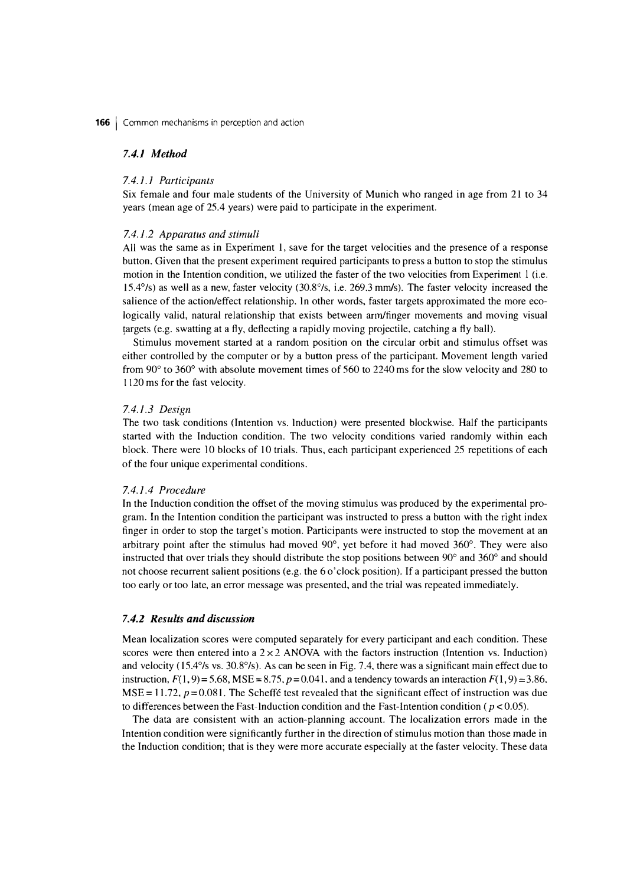### *7.4.1 Method*

#### *7.4.1.1 Participants*

Six female and four male students of the University of Munich who ranged in age from 21 to 34 years (mean age of 25.4 years) were paid to participate in the experiment.

#### *7.4.1.2 Apparatus and stimuli*

All was the same as in Experiment 1, save for the target velocities and the presence of a response button. Given that the present experiment required participants to press a button to stop the stimulus motion in the Intention condition, we utilized the faster of the two velocities from Experiment 1 (i.e. 15.4°/s) as well as a new, faster velocity (30.8°/s, i.e. 269.3 mm/s). The faster velocity increased the salience of the action/effect relationship. In other words, faster targets approximated the more ecologically valid, natural relationship that exists between arm/finger movements and moving visual targets (e.g. swatting at a fly, deflecting a rapidly moving projectile, catching a fly ball).

Stimulus movement started at a random position on the circular orbit and stimulus offset was either controlled by the computer or by a button press of the participant. Movement length varied from 90° to 360° with absolute movement times of 560 to 2240 ms for the slow velocity and 280 to 1120 ms for the fast velocity.

#### *7.4.1.3 Design*

The two task conditions (Intention vs. Induction) were presented blockwise. Half the participants started with the Induction condition. The two velocity conditions varied randomly within each block. There were 10 blocks of 10 trials. Thus, each participant experienced 25 repetitions of each of the four unique experimental conditions.

#### *7.4.1.4 Procedure*

In the Induction condition the offset of the moving stimulus was produced by the experimental program. In the Intention condition the participant was instructed to press a button with the right index finger in order to stop the target's motion. Participants were instructed to stop the movement at an arbitrary point after the stimulus had moved 90°, yet before it had moved 360°. They were also instructed that over trials they should distribute the stop positions between 90° and 360° and should not choose recurrent salient positions (e.g. the 6 o'clock position). If a participant pressed the button too early or too late, an error message was presented, and the trial was repeated immediately.

### *7.4.2 Results and discussion*

Mean localization scores were computed separately for every participant and each condition. These scores were then entered into a 2 × 2 ANOVA with the factors instruction (Intention vs. Induction) and velocity (15.4°/s vs. 30.8°/s). As can be seen in Fig. 7.4, there was a significant main effect due to instruction, $F(1,9) = 5.68$, $MSE = 8.75$, $p = 0.041$, and a tendency towards an interaction $F(1,9) = 3.86$, $MSE = 11.72$, $p = 0.081$. The Scheffé test revealed that the significant effect of instruction was due to differences between the Fast-Induction condition and the Fast-Intention condition ($p < 0.05$).

The data are consistent with an action-planning account. The localization errors made in the Intention condition were significantly further in the direction of stimulus motion than those made in the Induction condition; that is they were more accurate especially at the faster velocity. These data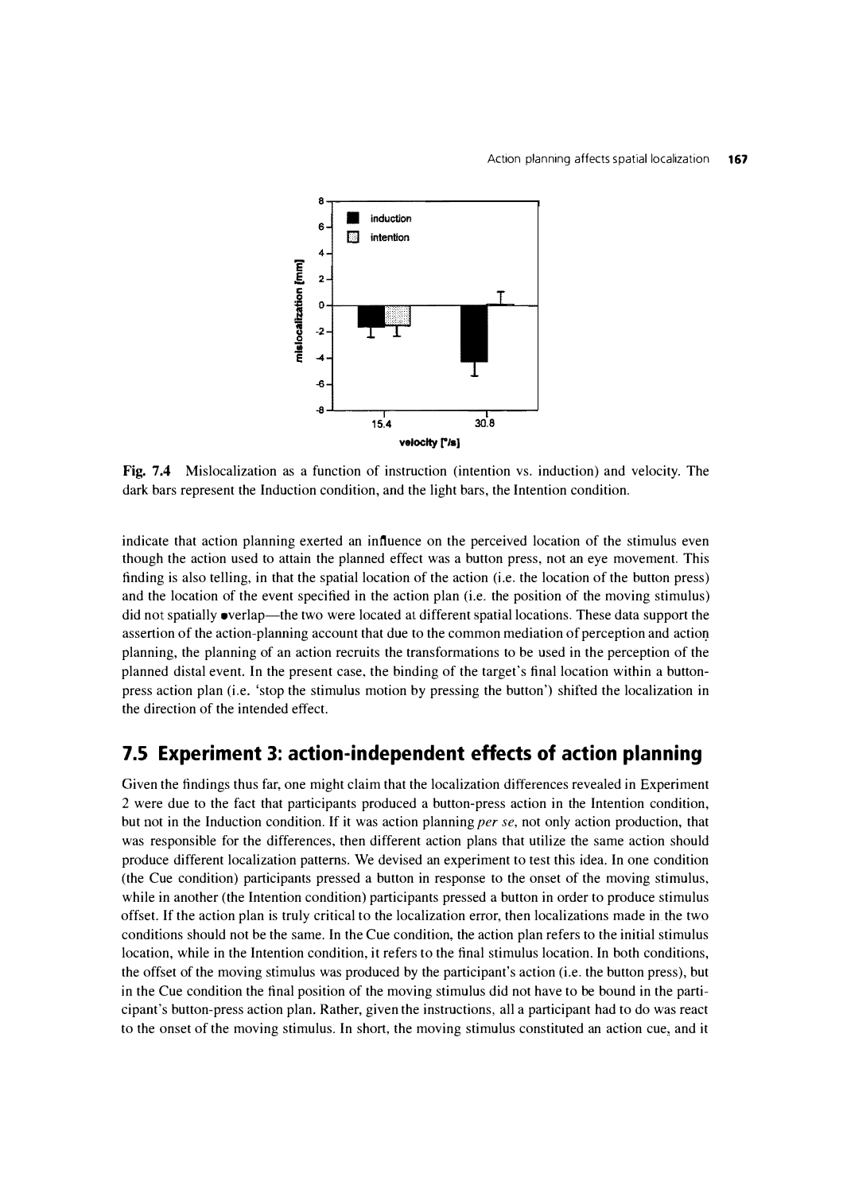Fig. 7.4 Mislocalization as a function of instruction (intention vs. induction) and velocity. The dark bars represent the Induction condition, and the light bars, the Intention condition.

indicate that action planning exerted an influence on the perceived location of the stimulus even though the action used to attain the planned effect was a button press, not an eye movement. This finding is also telling, in that the spatial location of the action (i.e. the location of the button press) and the location of the event specified in the action plan (i.e. the position of the moving stimulus) did not spatially overlap—the two were located at different spatial locations. These data support the assertion of the action-planning account that due to the common mediation of perception and action planning, the planning of an action recruits the transformations to be used in the perception of the planned distal event. In the present case, the binding of the target's final location within a button-press action plan (i.e. 'stop the stimulus motion by pressing the button') shifted the localization in the direction of the intended effect.

## 7.5 Experiment 3: action-independent effects of action planning

Given the findings thus far, one might claim that the localization differences revealed in Experiment 2 were due to the fact that participants produced a button-press action in the Intention condition, but not in the Induction condition. If it was action planning *per se*, not only action production, that was responsible for the differences, then different action plans that utilize the same action should produce different localization patterns. We devised an experiment to test this idea. In one condition (the Cue condition) participants pressed a button in response to the onset of the moving stimulus, while in another (the Intention condition) participants pressed a button in order to produce stimulus offset. If the action plan is truly critical to the localization error, then localizations made in the two conditions should not be the same. In the Cue condition, the action plan refers to the initial stimulus location, while in the Intention condition, it refers to the final stimulus location. In both conditions, the offset of the moving stimulus was produced by the participant's action (i.e. the button press), but in the Cue condition the final position of the moving stimulus did not have to be bound in the participant's button-press action plan. Rather, given the instructions, all a participant had to do was react to the onset of the moving stimulus. In short, the moving stimulus constituted an action cue, and it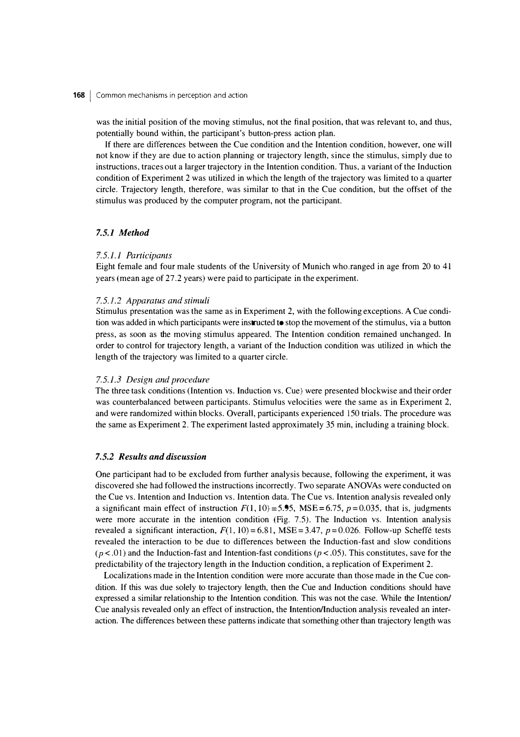was the initial position of the moving stimulus, not the final position, that was relevant to, and thus, potentially bound within, the participant's button-press action plan.

If there are differences between the Cue condition and the Intention condition, however, one will not know if they are due to action planning or trajectory length, since the stimulus, simply due to instructions, traces out a larger trajectory in the Intention condition. Thus, a variant of the Induction condition of Experiment 2 was utilized in which the length of the trajectory was limited to a quarter circle. Trajectory length, therefore, was similar to that in the Cue condition, but the offset of the stimulus was produced by the computer program, not the participant.

### *7.5.1 Method*

#### *7.5.1.1 Participants*

Eight female and four male students of the University of Munich who ranged in age from 20 to 41 years (mean age of 27.2 years) were paid to participate in the experiment.

#### *7.5.1.2 Apparatus and stimuli*

Stimulus presentation was the same as in Experiment 2, with the following exceptions. A Cue condition was added in which participants were instructed to stop the movement of the stimulus, via a button press, as soon as the moving stimulus appeared. The Intention condition remained unchanged. In order to control for trajectory length, a variant of the Induction condition was utilized in which the length of the trajectory was limited to a quarter circle.

#### *7.5.1.3 Design and procedure*

The three task conditions (Intention vs. Induction vs. Cue) were presented blockwise and their order was counterbalanced between participants. Stimulus velocities were the same as in Experiment 2, and were randomized within blocks. Overall, participants experienced 150 trials. The procedure was the same as Experiment 2. The experiment lasted approximately 35 min, including a training block.

### *7.5.2 Results and discussion*

One participant had to be excluded from further analysis because, following the experiment, it was discovered she had followed the instructions incorrectly. Two separate ANOVAs were conducted on the Cue vs. Intention and Induction vs. Intention data. The Cue vs. Intention analysis revealed only a significant main effect of instruction $F(1, 10) = 5.95$, $MSE = 6.75$, $p = 0.035$, that is, judgments were more accurate in the intention condition (Fig. 7.5). The Induction vs. Intention analysis revealed a significant interaction, $F(1, 10) = 6.81$, $MSE = 3.47$, $p = 0.026$. Follow-up Scheffé tests revealed the interaction to be due to differences between the Induction-fast and slow conditions ($p < .01$) and the Induction-fast and Intention-fast conditions ($p < .05$). This constitutes, save for the predictability of the trajectory length in the Induction condition, a replication of Experiment 2.

Localizations made in the Intention condition were more accurate than those made in the Cue condition. If this was due solely to trajectory length, then the Cue and Induction conditions should have expressed a similar relationship to the Intention condition. This was not the case. While the Intention/Cue analysis revealed only an effect of instruction, the Intention/Induction analysis revealed an interaction. The differences between these patterns indicate that something other than trajectory length was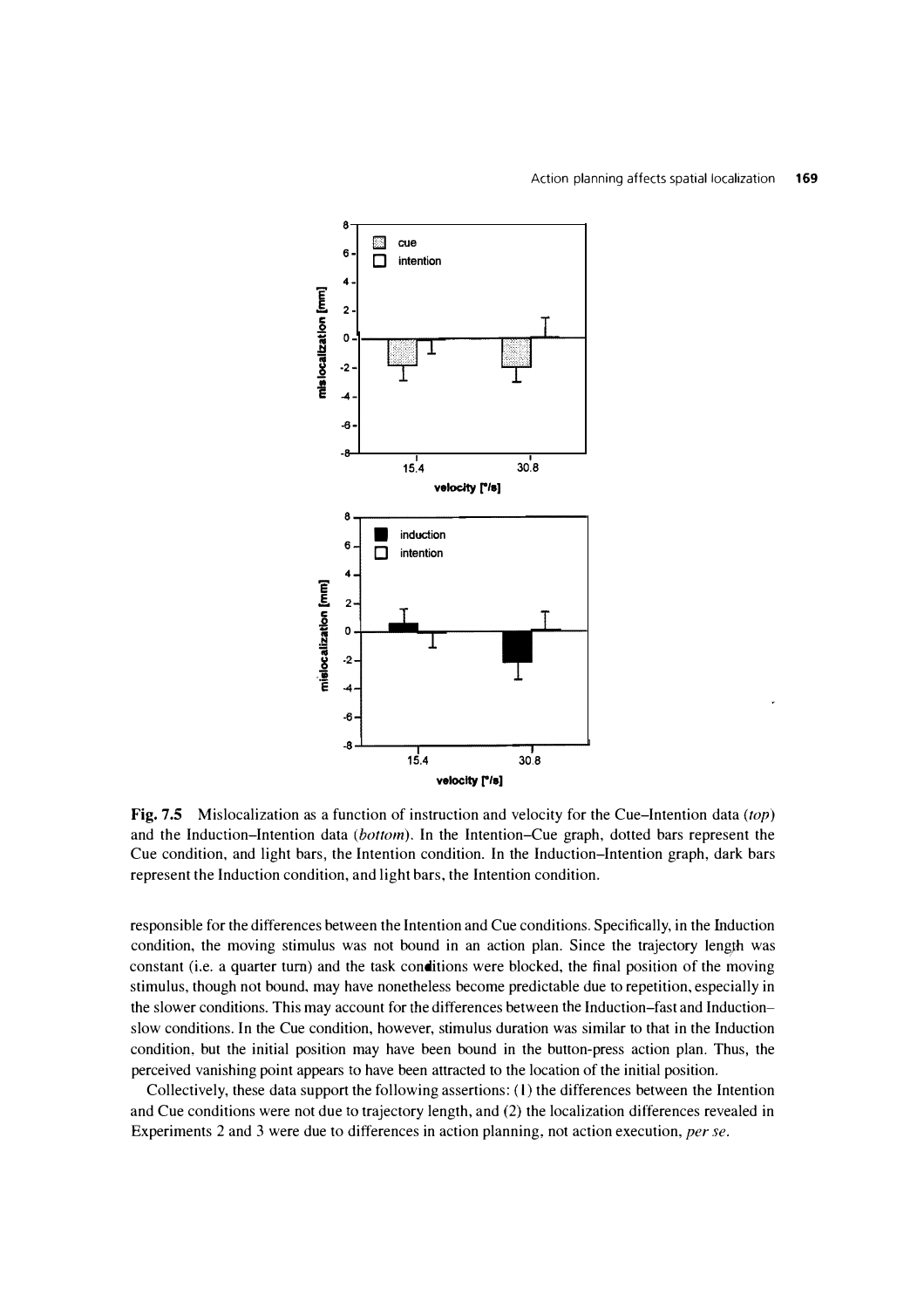**Fig. 7.5** Mislocalization as a function of instruction and velocity for the Cue–Intention data (*top*) and the Induction–Intention data (*bottom*). In the Intention–Cue graph, dotted bars represent the Cue condition, and light bars, the Intention condition. In the Induction–Intention graph, dark bars represent the Induction condition, and light bars, the Intention condition.

responsible for the differences between the Intention and Cue conditions. Specifically, in the Induction condition, the moving stimulus was not bound in an action plan. Since the trajectory length was constant (i.e. a quarter turn) and the task conditions were blocked, the final position of the moving stimulus, though not bound, may have nonetheless become predictable due to repetition, especially in the slower conditions. This may account for the differences between the Induction–fast and Induction–slow conditions. In the Cue condition, however, stimulus duration was similar to that in the Induction condition, but the initial position may have been bound in the button-press action plan. Thus, the perceived vanishing point appears to have been attracted to the location of the initial position.

Collectively, these data support the following assertions: (1) the differences between the Intention and Cue conditions were not due to trajectory length, and (2) the localization differences revealed in Experiments 2 and 3 were due to differences in action planning, not action execution, *per se*.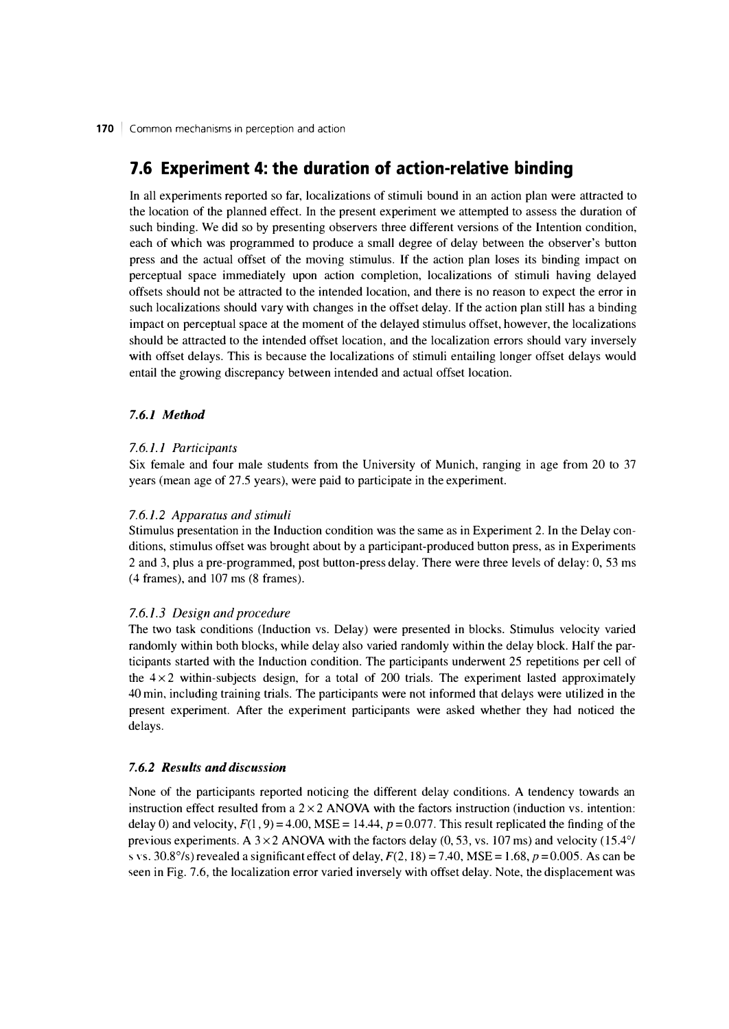## 7.6 Experiment 4: the duration of action-relative binding

In all experiments reported so far, localizations of stimuli bound in an action plan were attracted to the location of the planned effect. In the present experiment we attempted to assess the duration of such binding. We did so by presenting observers three different versions of the Intention condition, each of which was programmed to produce a small degree of delay between the observer's button press and the actual offset of the moving stimulus. If the action plan loses its binding impact on perceptual space immediately upon action completion, localizations of stimuli having delayed offsets should not be attracted to the intended location, and there is no reason to expect the error in such localizations should vary with changes in the offset delay. If the action plan still has a binding impact on perceptual space at the moment of the delayed stimulus offset, however, the localizations should be attracted to the intended offset location, and the localization errors should vary inversely with offset delays. This is because the localizations of stimuli entailing longer offset delays would entail the growing discrepancy between intended and actual offset location.

### 7.6.1 *Method*

#### 7.6.1.1 *Participants*

Six female and four male students from the University of Munich, ranging in age from 20 to 37 years (mean age of 27.5 years), were paid to participate in the experiment.

#### 7.6.1.2 *Apparatus and stimuli*

Stimulus presentation in the Induction condition was the same as in Experiment 2. In the Delay conditions, stimulus offset was brought about by a participant-produced button press, as in Experiments 2 and 3, plus a pre-programmed, post button-press delay. There were three levels of delay: 0, 53 ms (4 frames), and 107 ms (8 frames).

#### 7.6.1.3 *Design and procedure*

The two task conditions (Induction vs. Delay) were presented in blocks. Stimulus velocity varied randomly within both blocks, while delay also varied randomly within the delay block. Half the participants started with the Induction condition. The participants underwent 25 repetitions per cell of the $4 \times 2$ within-subjects design, for a total of 200 trials. The experiment lasted approximately 40 min, including training trials. The participants were not informed that delays were utilized in the present experiment. After the experiment participants were asked whether they had noticed the delays.

### 7.6.2 *Results and discussion*

None of the participants reported noticing the different delay conditions. A tendency towards an instruction effect resulted from a $2 \times 2$ ANOVA with the factors instruction (induction vs. intention: delay 0) and velocity, $F(1, 9) = 4.00$, MSE = 14.44, $p = 0.077$. This result replicated the finding of the previous experiments. A $3 \times 2$ ANOVA with the factors delay (0, 53, vs. 107 ms) and velocity (15.4°/s vs. 30.8°/s) revealed a significant effect of delay, $F(2, 18) = 7.40$, MSE = 1.68, $p = 0.005$. As can be seen in Fig. 7.6, the localization error varied inversely with offset delay. Note, the displacement was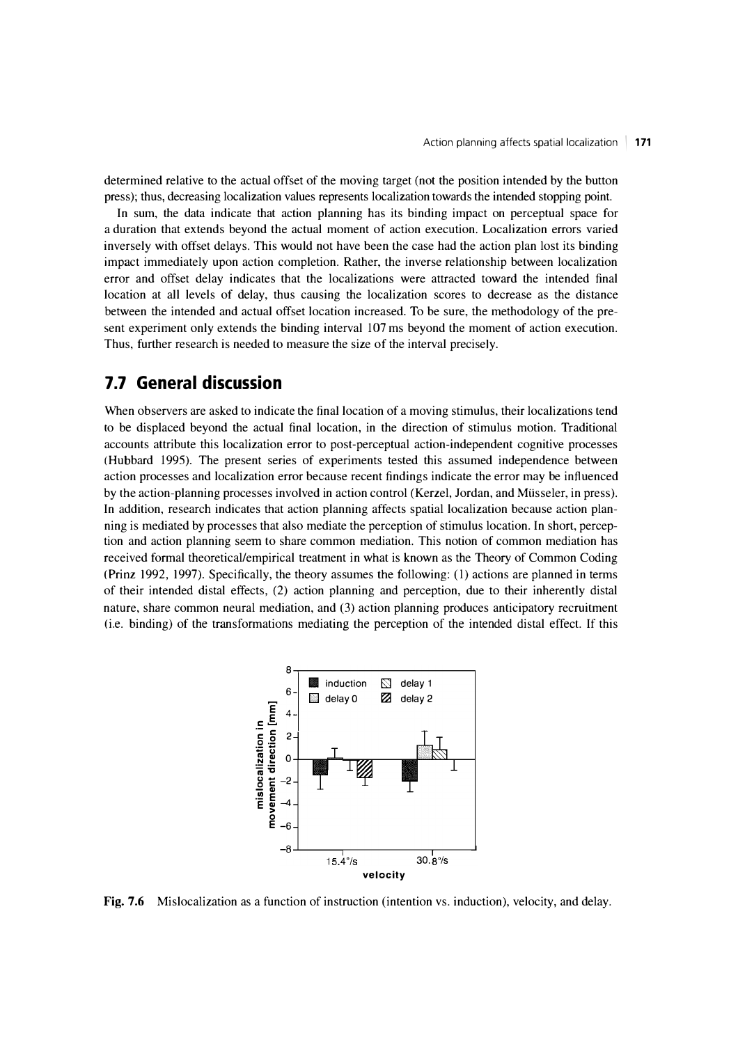determined relative to the actual offset of the moving target (not the position intended by the button press); thus, decreasing localization values represents localization towards the intended stopping point.

In sum, the data indicate that action planning has its binding impact on perceptual space for a duration that extends beyond the actual moment of action execution. Localization errors varied inversely with offset delays. This would not have been the case had the action plan lost its binding impact immediately upon action completion. Rather, the inverse relationship between localization error and offset delay indicates that the localizations were attracted toward the intended final location at all levels of delay, thus causing the localization scores to decrease as the distance between the intended and actual offset location increased. To be sure, the methodology of the present experiment only extends the binding interval 107 ms beyond the moment of action execution. Thus, further research is needed to measure the size of the interval precisely.

## 7.7 General discussion

When observers are asked to indicate the final location of a moving stimulus, their localizations tend to be displaced beyond the actual final location, in the direction of stimulus motion. Traditional accounts attribute this localization error to post-perceptual action-independent cognitive processes (Hubbard 1995). The present series of experiments tested this assumed independence between action processes and localization error because recent findings indicate the error may be influenced by the action-planning processes involved in action control (Kerzel, Jordan, and Müsseler, in press). In addition, research indicates that action planning affects spatial localization because action planning is mediated by processes that also mediate the perception of stimulus location. In short, perception and action planning seem to share common mediation. This notion of common mediation has received formal theoretical/empirical treatment in what is known as the Theory of Common Coding (Prinz 1992, 1997). Specifically, the theory assumes the following: (1) actions are planned in terms of their intended distal effects, (2) action planning and perception, due to their inherently distal nature, share common neural mediation, and (3) action planning produces anticipatory recruitment (i.e. binding) of the transformations mediating the perception of the intended distal effect. If this

**Fig. 7.6** Mislocalization as a function of instruction (intention vs. induction), velocity, and delay.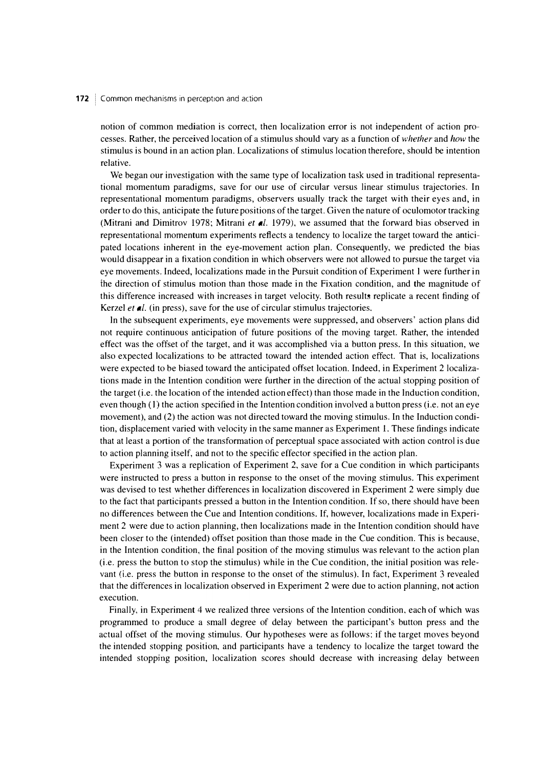notion of common mediation is correct, then localization error is not independent of action processes. Rather, the perceived location of a stimulus should vary as a function of *whether* and *how* the stimulus is bound in an action plan. Localizations of stimulus location therefore, should be intention relative.

We began our investigation with the same type of localization task used in traditional representational momentum paradigms, save for our use of circular versus linear stimulus trajectories. In representational momentum paradigms, observers usually track the target with their eyes and, in order to do this, anticipate the future positions of the target. Given the nature of oculomotor tracking (Mitrani and Dimitrov 1978; Mitrani *et al.* 1979), we assumed that the forward bias observed in representational momentum experiments reflects a tendency to localize the target toward the anticipated locations inherent in the eye-movement action plan. Consequently, we predicted the bias would disappear in a fixation condition in which observers were not allowed to pursue the target via eye movements. Indeed, localizations made in the Pursuit condition of Experiment 1 were further in the direction of stimulus motion than those made in the Fixation condition, and the magnitude of this difference increased with increases in target velocity. Both results replicate a recent finding of Kerzel *et al.* (in press), save for the use of circular stimulus trajectories.

In the subsequent experiments, eye movements were suppressed, and observers' action plans did not require continuous anticipation of future positions of the moving target. Rather, the intended effect was the offset of the target, and it was accomplished via a button press. In this situation, we also expected localizations to be attracted toward the intended action effect. That is, localizations were expected to be biased toward the anticipated offset location. Indeed, in Experiment 2 localizations made in the Intention condition were further in the direction of the actual stopping position of the target (i.e. the location of the intended action effect) than those made in the Induction condition, even though (1) the action specified in the Intention condition involved a button press (i.e. not an eye movement), and (2) the action was not directed toward the moving stimulus. In the Induction condition, displacement varied with velocity in the same manner as Experiment 1. These findings indicate that at least a portion of the transformation of perceptual space associated with action control is due to action planning itself, and not to the specific effector specified in the action plan.

Experiment 3 was a replication of Experiment 2, save for a Cue condition in which participants were instructed to press a button in response to the onset of the moving stimulus. This experiment was devised to test whether differences in localization discovered in Experiment 2 were simply due to the fact that participants pressed a button in the Intention condition. If so, there should have been no differences between the Cue and Intention conditions. If, however, localizations made in Experiment 2 were due to action planning, then localizations made in the Intention condition should have been closer to the (intended) offset position than those made in the Cue condition. This is because, in the Intention condition, the final position of the moving stimulus was relevant to the action plan (i.e. press the button to stop the stimulus) while in the Cue condition, the initial position was relevant (i.e. press the button in response to the onset of the stimulus). In fact, Experiment 3 revealed that the differences in localization observed in Experiment 2 were due to action planning, not action execution.

Finally, in Experiment 4 we realized three versions of the Intention condition, each of which was programmed to produce a small degree of delay between the participant's button press and the actual offset of the moving stimulus. Our hypotheses were as follows: if the target moves beyond the intended stopping position, and participants have a tendency to localize the target toward the intended stopping position, localization scores should decrease with increasing delay between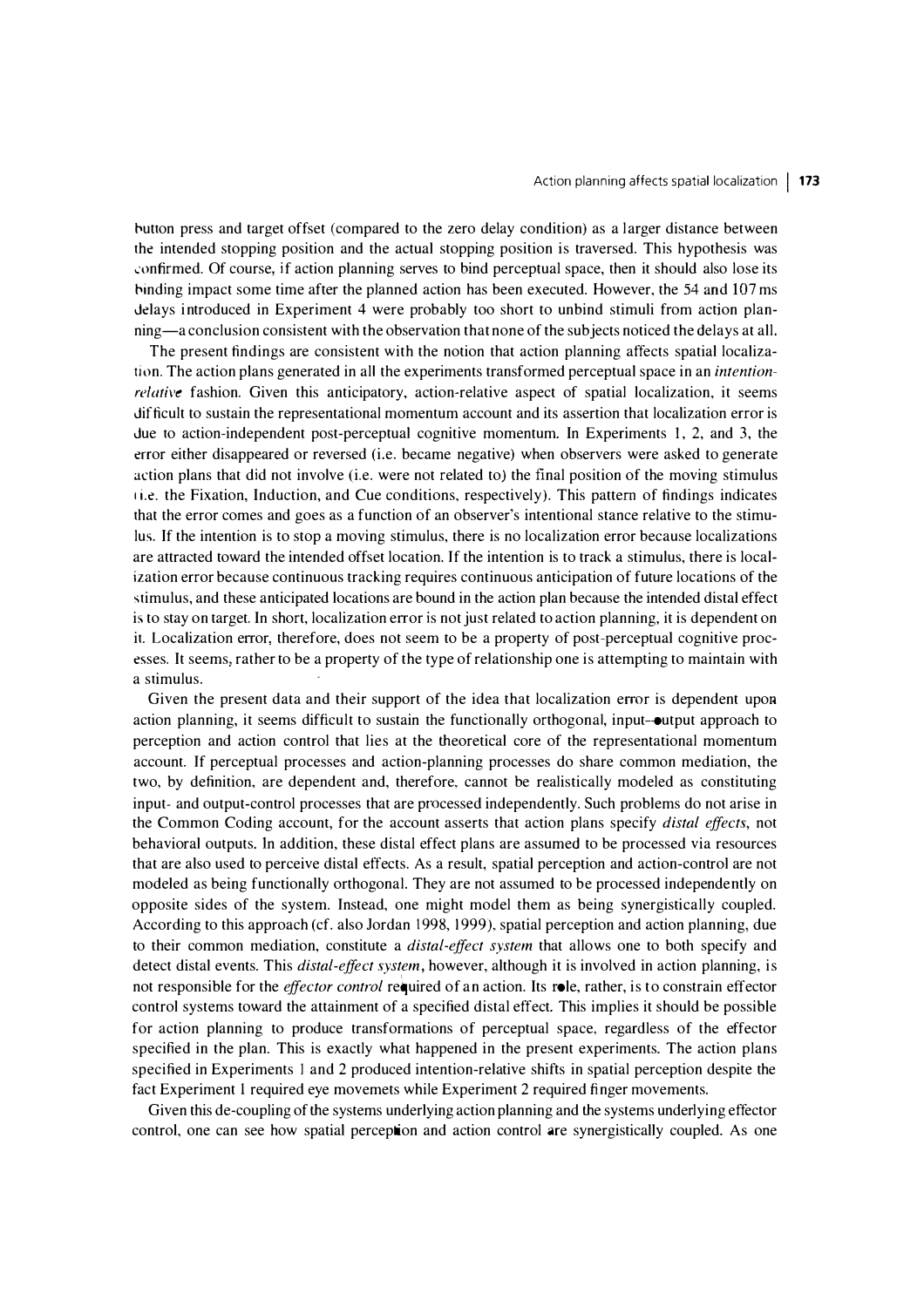button press and target offset (compared to the zero delay condition) as a larger distance between the intended stopping position and the actual stopping position is traversed. This hypothesis was confirmed. Of course, if action planning serves to bind perceptual space, then it should also lose its binding impact some time after the planned action has been executed. However, the 54 and 107 ms delays introduced in Experiment 4 were probably too short to unbind stimuli from action planning—a conclusion consistent with the observation that none of the subjects noticed the delays at all.

The present findings are consistent with the notion that action planning affects spatial localization. The action plans generated in all the experiments transformed perceptual space in an *intention-relative* fashion. Given this anticipatory, action-relative aspect of spatial localization, it seems difficult to sustain the representational momentum account and its assertion that localization error is due to action-independent post-perceptual cognitive momentum. In Experiments 1, 2, and 3, the error either disappeared or reversed (i.e. became negative) when observers were asked to generate action plans that did not involve (i.e. were not related to) the final position of the moving stimulus (i.e. the Fixation, Induction, and Cue conditions, respectively). This pattern of findings indicates that the error comes and goes as a function of an observer's intentional stance relative to the stimulus. If the intention is to stop a moving stimulus, there is no localization error because localizations are attracted toward the intended offset location. If the intention is to track a stimulus, there is localization error because continuous tracking requires continuous anticipation of future locations of the stimulus, and these anticipated locations are bound in the action plan because the intended distal effect is to stay on target. In short, localization error is not just related to action planning, it is dependent on it. Localization error, therefore, does not seem to be a property of post-perceptual cognitive processes. It seems, rather to be a property of the type of relationship one is attempting to maintain with a stimulus.

Given the present data and their support of the idea that localization error is dependent upon action planning, it seems difficult to sustain the functionally orthogonal, input–output approach to perception and action control that lies at the theoretical core of the representational momentum account. If perceptual processes and action-planning processes do share common mediation, the two, by definition, are dependent and, therefore, cannot be realistically modeled as constituting input- and output-control processes that are processed independently. Such problems do not arise in the Common Coding account, for the account asserts that action plans specify *distal effects*, not behavioral outputs. In addition, these distal effect plans are assumed to be processed via resources that are also used to perceive distal effects. As a result, spatial perception and action-control are not modeled as being functionally orthogonal. They are not assumed to be processed independently on opposite sides of the system. Instead, one might model them as being synergistically coupled. According to this approach (cf. also Jordan 1998, 1999), spatial perception and action planning, due to their common mediation, constitute a *distal-effect system* that allows one to both specify and detect distal events. This *distal-effect system*, however, although it is involved in action planning, is not responsible for the *effector control* required of an action. Its role, rather, is to constrain effector control systems toward the attainment of a specified distal effect. This implies it should be possible for action planning to produce transformations of perceptual space, regardless of the effector specified in the plan. This is exactly what happened in the present experiments. The action plans specified in Experiments 1 and 2 produced intention-relative shifts in spatial perception despite the fact Experiment 1 required eye movemets while Experiment 2 required finger movements.

Given this de-coupling of the systems underlying action planning and the systems underlying effector control, one can see how spatial perception and action control are synergistically coupled. As one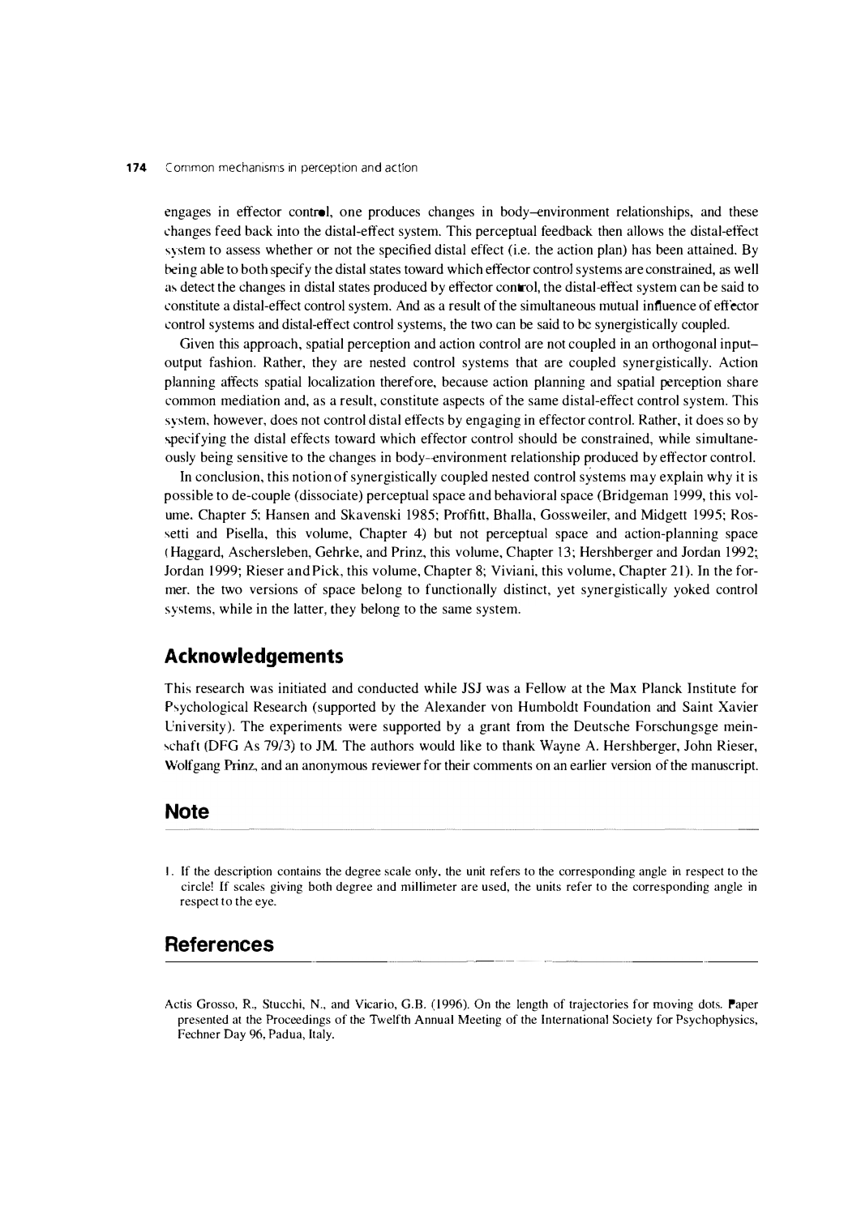engages in effector control, one produces changes in body–environment relationships, and these changes feed back into the distal-effect system. This perceptual feedback then allows the distal-effect system to assess whether or not the specified distal effect (i.e. the action plan) has been attained. By being able to both specify the distal states toward which effector control systems are constrained, as well as detect the changes in distal states produced by effector control, the distal-effect system can be said to constitute a distal-effect control system. And as a result of the simultaneous mutual influence of effector control systems and distal-effect control systems, the two can be said to be synergistically coupled.

Given this approach, spatial perception and action control are not coupled in an orthogonal input–output fashion. Rather, they are nested control systems that are coupled synergistically. Action planning affects spatial localization therefore, because action planning and spatial perception share common mediation and, as a result, constitute aspects of the same distal-effect control system. This system, however, does not control distal effects by engaging in effector control. Rather, it does so by specifying the distal effects toward which effector control should be constrained, while simultaneously being sensitive to the changes in body–environment relationship produced by effector control.

In conclusion, this notion of synergistically coupled nested control systems may explain why it is possible to de-couple (dissociate) perceptual space and behavioral space (Bridgeman 1999, this volume, Chapter 5; Hansen and Skavenski 1985; Proffitt, Bhalla, Gossweiler, and Midgett 1995; Rossetti and Pisella, this volume, Chapter 4) but not perceptual space and action-planning space (Haggard, Aschersleben, Gehrke, and Prinz, this volume, Chapter 13; Hershberger and Jordan 1992; Jordan 1999; Rieser and Pick, this volume, Chapter 8; Viviani, this volume, Chapter 21). In the former, the two versions of space belong to functionally distinct, yet synergistically yoked control systems, while in the latter, they belong to the same system.

## Acknowledgements

This research was initiated and conducted while JSJ was a Fellow at the Max Planck Institute for Psychological Research (supported by the Alexander von Humboldt Foundation and Saint Xavier University). The experiments were supported by a grant from the Deutsche Forschungsge meinschaft (DFG As 79/3) to JM. The authors would like to thank Wayne A. Hershberger, John Rieser, Wolfgang Prinz, and an anonymous reviewer for their comments on an earlier version of the manuscript.

## Note

1. If the description contains the degree scale only, the unit refers to the corresponding angle in respect to the circle! If scales giving both degree and millimeter are used, the units refer to the corresponding angle in respect to the eye.

## References

Actis Grosso, R., Stucchi, N., and Vicario, G.B. (1996). On the length of trajectories for moving dots. Paper presented at the Proceedings of the Twelfth Annual Meeting of the International Society for Psychophysics, Fechner Day 96, Padua, Italy.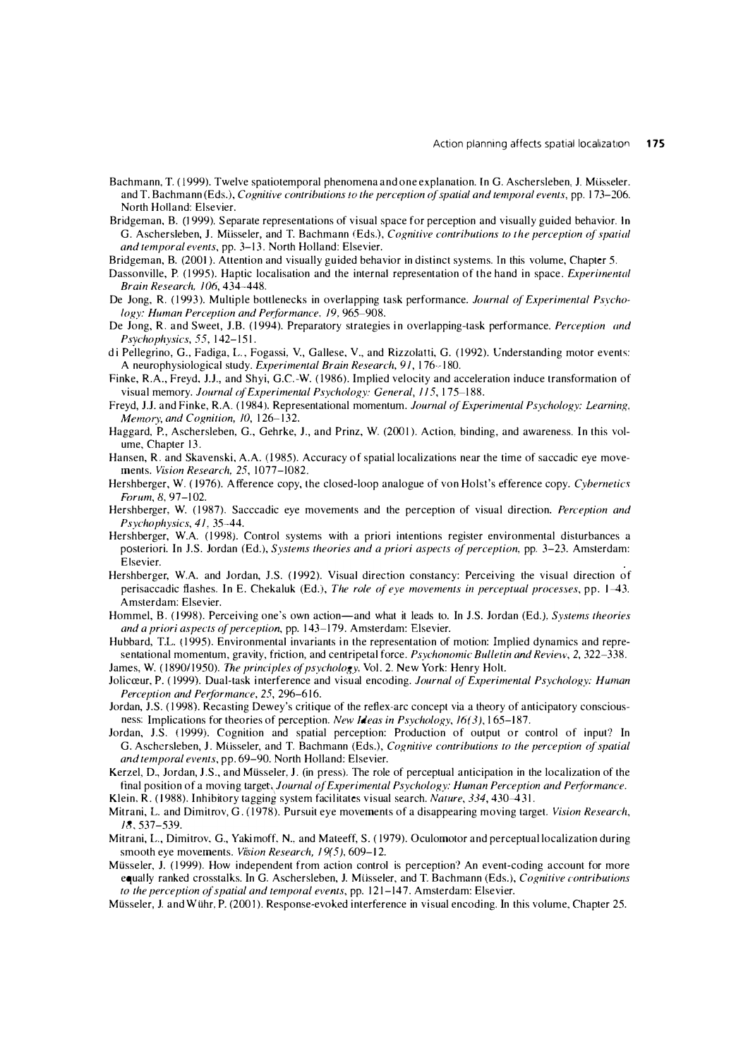Bachmann, T. (1999). Twelve spatiotemporal phenomena and one explanation. In G. Aschersleben, J. Müsseler, and T. Bachmann (Eds.), *Cognitive contributions to the perception of spatial and temporal events*, pp. 173–206. North Holland: Elsevier.

Bridgeman, B. (1999). Separate representations of visual space for perception and visually guided behavior. In G. Aschersleben, J. Müsseler, and T. Bachmann (Eds.), *Cognitive contributions to the perception of spatial and temporal events*, pp. 3–13. North Holland: Elsevier.

Bridgeman, B. (2001). Attention and visually guided behavior in distinct systems. In this volume, Chapter 5.

Dassonville, P. (1995). Haptic localisation and the internal representation of the hand in space. *Experimental Brain Research, 106*, 434–448.

De Jong, R. (1993). Multiple bottlenecks in overlapping task performance. *Journal of Experimental Psychology: Human Perception and Performance, 19*, 965–908.

De Jong, R. and Sweet, J.B. (1994). Preparatory strategies in overlapping-task performance. *Perception and Psychophysics, 55*, 142–151.

di Pellegrino, G., Fadiga, L., Fogassi, V., Gallese, V., and Rizzolatti, G. (1992). Understanding motor events: A neurophysiological study. *Experimental Brain Research, 91*, 176–180.

Finke, R.A., Freyd, J.J., and Shyi, G.C.-W. (1986). Implied velocity and acceleration induce transformation of visual memory. *Journal of Experimental Psychology: General, 115*, 175–188.

Freyd, J.J. and Finke, R.A. (1984). Representational momentum. *Journal of Experimental Psychology: Learning, Memory, and Cognition, 10*, 126–132.

Haggard, P., Aschersleben, G., Gehrke, J., and Prinz, W. (2001). Action, binding, and awareness. In this volume, Chapter 13.

Hansen, R. and Skavenski, A.A. (1985). Accuracy of spatial localizations near the time of saccadic eye movements. *Vision Research, 25*, 1077–1082.

Hershberger, W. (1976). Afference copy, the closed-loop analogue of von Holst's efference copy. *Cybernetics Forum, 8*, 97–102.

Hershberger, W. (1987). Sacccadic eye movements and the perception of visual direction. *Perception and Psychophysics, 41*, 35–44.

Hershberger, W.A. (1998). Control systems with a priori intentions register environmental disturbances a posteriori. In J.S. Jordan (Ed.), *Systems theories and a priori aspects of perception*, pp. 3–23. Amsterdam: Elsevier.

Hershberger, W.A. and Jordan, J.S. (1992). Visual direction constancy: Perceiving the visual direction of perisaccadic flashes. In E. Chekaluk (Ed.), *The role of eye movements in perceptual processes*, pp. 1–43. Amsterdam: Elsevier.

Hommel, B. (1998). Perceiving one's own action—and what it leads to. In J.S. Jordan (Ed.), *Systems theories and a priori aspects of perception*, pp. 143–179. Amsterdam: Elsevier.

Hubbard, T.L. (1995). Environmental invariants in the representation of motion: Implied dynamics and representational momentum, gravity, friction, and centripetal force. *Psychonomic Bulletin and Review, 2*, 322–338.

James, W. (1890/1950). *The principles of psychology*, Vol. 2. New York: Henry Holt.

Jolicœur, P. (1999). Dual-task interference and visual encoding. *Journal of Experimental Psychology: Human Perception and Performance, 25*, 296–616.

Jordan, J.S. (1998). Recasting Dewey's critique of the reflex-arc concept via a theory of anticipatory consciousness: Implications for theories of perception. *New Ideas in Psychology, 16(3)*, 165–187.

Jordan, J.S. (1999). Cognition and spatial perception: Production of output or control of input? In G. Aschersleben, J. Müsseler, and T. Bachmann (Eds.), *Cognitive contributions to the perception of spatial and temporal events*, pp. 69–90. North Holland: Elsevier.

Kerzel, D., Jordan, J.S., and Müsseler, J. (in press). The role of perceptual anticipation in the localization of the final position of a moving target. *Journal of Experimental Psychology: Human Perception and Performance.*

Klein, R. (1988). Inhibitory tagging system facilitates visual search. *Nature, 334*, 430–431.

Mitrani, L. and Dimitrov, G. (1978). Pursuit eye movements of a disappearing moving target. *Vision Research, 18*, 537–539.

Mitrani, L., Dimitrov, G., Yakimoff, N., and Mateeff, S. (1979). Oculomotor and perceptual localization during smooth eye movements. *Vision Research, 19(5)*, 609–12.

Müsseler, J. (1999). How independent from action control is perception? An event-coding account for more equally ranked crosstalks. In G. Aschersleben, J. Müsseler, and T. Bachmann (Eds.), *Cognitive contributions to the perception of spatial and temporal events*, pp. 121–147. Amsterdam: Elsevier.

Müsseler, J. and Wühr, P. (2001). Response-evoked interference in visual encoding. In this volume, Chapter 25.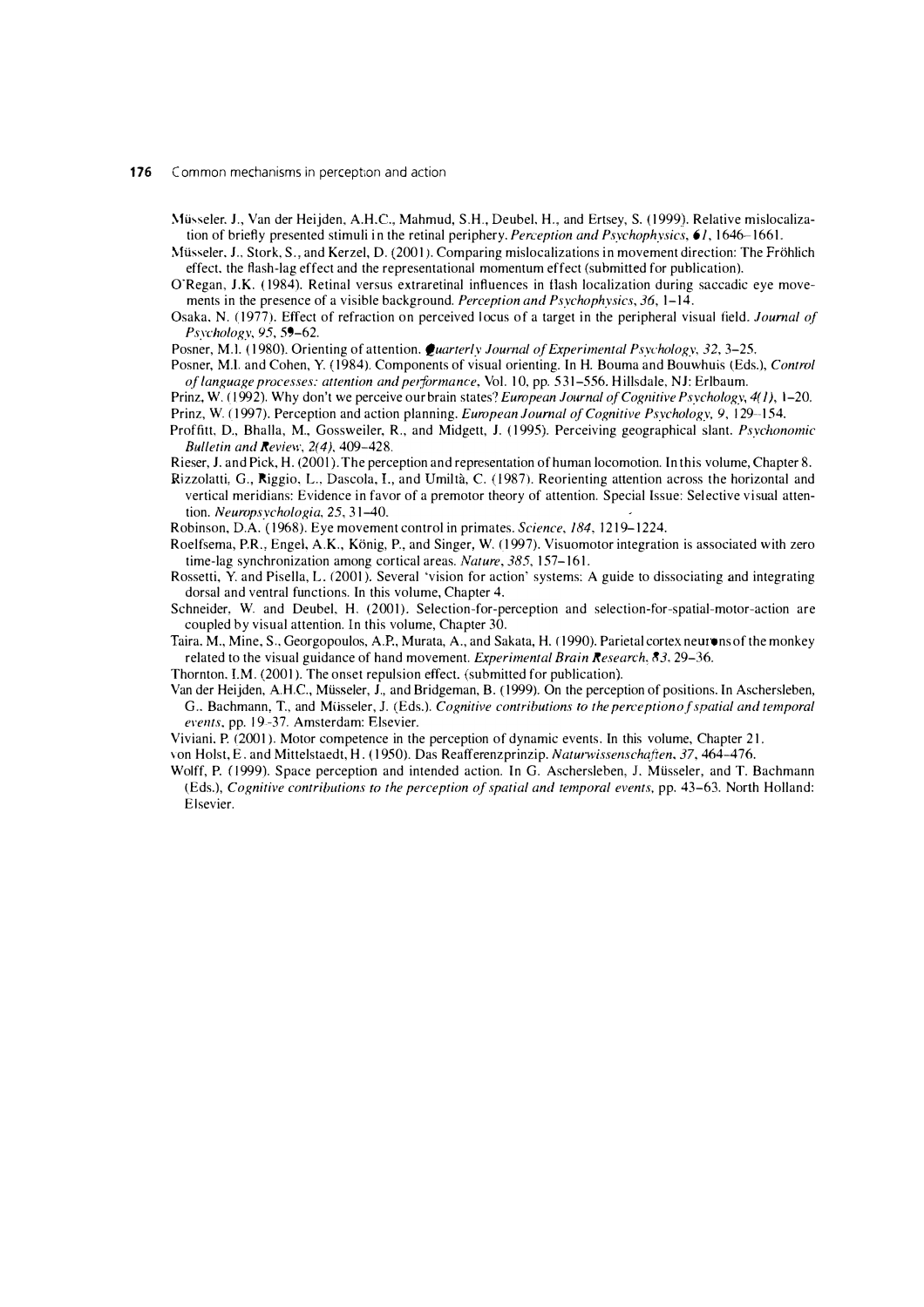Müsseler, J., Van der Heijden, A.H.C., Mahmud, S.H., Deubel, H., and Ertsey, S. (1999). Relative mislocalization of briefly presented stimuli in the retinal periphery. *Perception and Psychophysics*, *61*, 1646–1661.

Müsseler, J., Stork, S., and Kerzel, D. (2001). Comparing mislocalizations in movement direction: The Fröhlich effect, the flash-lag effect and the representational momentum effect (submitted for publication).

O'Regan, J.K. (1984). Retinal versus extraretinal influences in flash localization during saccadic eye movements in the presence of a visible background. *Perception and Psychophysics*, *36*, 1–14.

Osaka, N. (1977). Effect of refraction on perceived locus of a target in the peripheral visual field. *Journal of Psychology*, *95*, 59–62.

Posner, M.I. (1980). Orienting of attention. *Quarterly Journal of Experimental Psychology*, *32*, 3–25.

Posner, M.I. and Cohen, Y. (1984). Components of visual orienting. In H. Bouma and Bouwhuis (Eds.), *Control of language processes: attention and performance*, Vol. 10, pp. 531–556. Hillsdale, NJ: Erlbaum.

Prinz, W. (1992). Why don't we perceive our brain states? *European Journal of Cognitive Psychology*, *4(1)*, 1–20.

Prinz, W. (1997). Perception and action planning. *European Journal of Cognitive Psychology*, *9*, 129–154.

Proffitt, D., Bhalla, M., Gossweiler, R., and Midgett, J. (1995). Perceiving geographical slant. *Psychonomic Bulletin and Review*, *2(4)*, 409–428.

Rieser, J. and Pick, H. (2001). The perception and representation of human locomotion. In this volume, Chapter 8.

Rizzolatti, G., Riggio, L., Dascola, I., and Umiltà, C. (1987). Reorienting attention across the horizontal and vertical meridians: Evidence in favor of a premotor theory of attention. Special Issue: Selective visual attention. *Neuropsychologia*, *25*, 31–40.

Robinson, D.A. (1968). Eye movement control in primates. *Science*, *184*, 1219–1224.

Roelfsema, P.R., Engel, A.K., König, P., and Singer, W. (1997). Visuomotor integration is associated with zero time-lag synchronization among cortical areas. *Nature*, *385*, 157–161.

Rossetti, Y. and Pisella, L. (2001). Several 'vision for action' systems: A guide to dissociating and integrating dorsal and ventral functions. In this volume, Chapter 4.

Schneider, W. and Deubel, H. (2001). Selection-for-perception and selection-for-spatial-motor-action are coupled by visual attention. In this volume, Chapter 30.

Taira, M., Mine, S., Georgopoulos, A.P., Murata, A., and Sakata, H. (1990). Parietal cortex neurons of the monkey related to the visual guidance of hand movement. *Experimental Brain Research*, *83*, 29–36.

Thornton, I.M. (2001). The onset repulsion effect. (submitted for publication).

Van der Heijden, A.H.C., Müsseler, J., and Bridgeman, B. (1999). On the perception of positions. In Aschersleben, G., Bachmann, T., and Müsseler, J. (Eds.). *Cognitive contributions to the perception of spatial and temporal events*, pp. 19–37. Amsterdam: Elsevier.

Viviani, P. (2001). Motor competence in the perception of dynamic events. In this volume, Chapter 21.

von Holst, E. and Mittelstaedt, H. (1950). Das Reafferenzprinzip. *Naturwissenschaften*, *37*, 464–476.

Wolff, P. (1999). Space perception and intended action. In G. Aschersleben, J. Müsseler, and T. Bachmann (Eds.), *Cognitive contributions to the perception of spatial and temporal events*, pp. 43–63. North Holland: Elsevier.